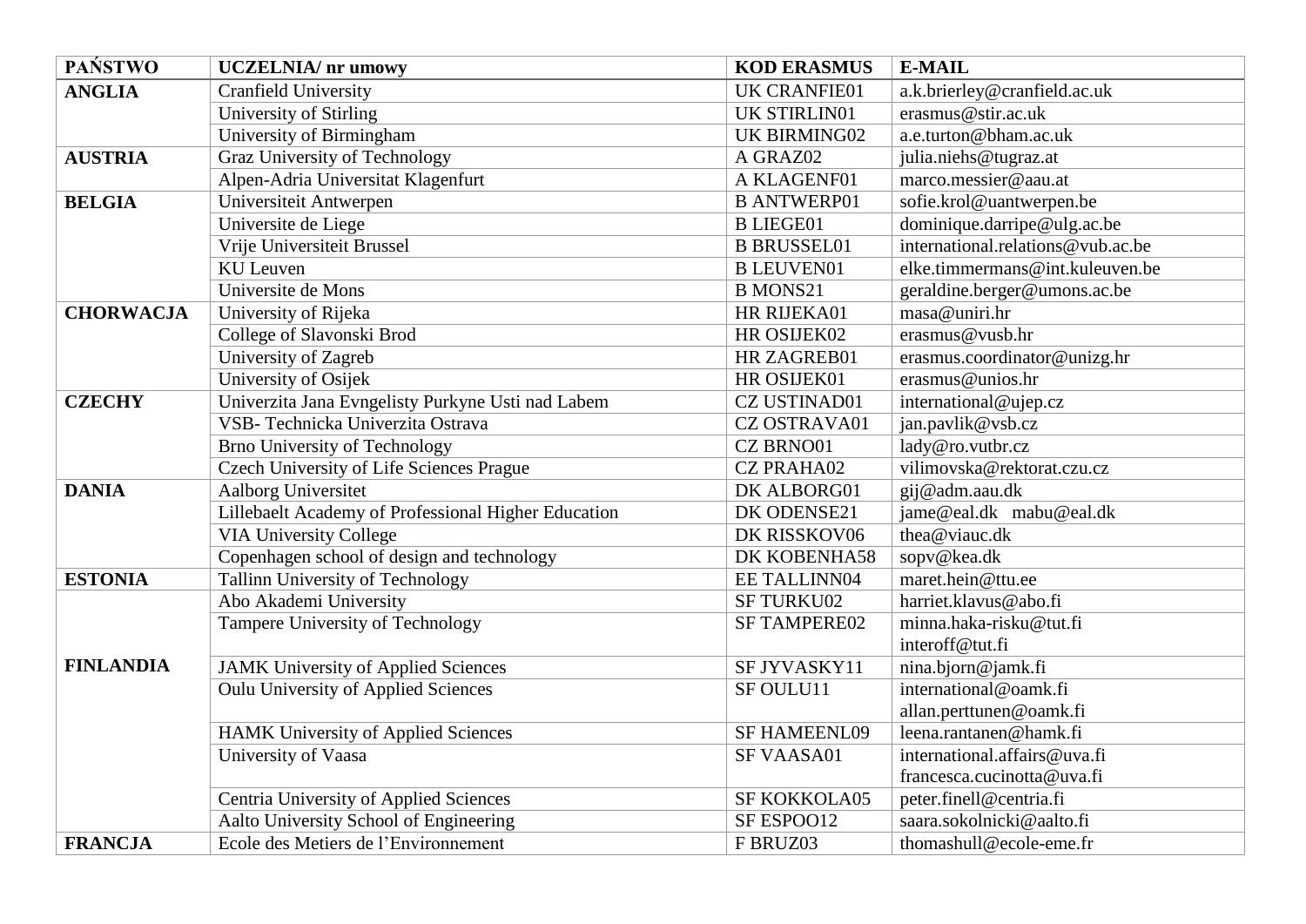| PAŃSTWO | UCZELNIA/ nr umowy | KOD ERASMUS | E-MAIL |
|---|---|---|---|
| **ANGLIA** | Cranfield University | UK CRANFIE01 | a.k.brierley@cranfield.ac.uk |
| | University of Stirling | UK STIRLIN01 | erasmus@stir.ac.uk |
| | University of Birmingham | UK BIRMING02 | a.e.turton@bham.ac.uk |
| **AUSTRIA** | Graz University of Technology | A GRAZ02 | julia.niehs@tugraz.at |
| | Alpen-Adria Universitat Klagenfurt | A KLAGENF01 | marco.messier@aau.at |
| **BELGIA** | Universiteit Antwerpen | B ANTWERP01 | sofie.krol@uantwerpen.be |
| | Universite de Liege | B LIEGE01 | dominique.darripe@ulg.ac.be |
| | Vrije Universiteit Brussel | B BRUSSEL01 | international.relations@vub.ac.be |
| | KU Leuven | B LEUVEN01 | elke.timmermans@int.kuleuven.be |
| | Universite de Mons | B MONS21 | geraldine.berger@umons.ac.be |
| **CHORWACJA** | University of Rijeka | HR RIJEKA01 | masa@uniri.hr |
| | College of Slavonski Brod | HR OSIJEK02 | erasmus@vusb.hr |
| | University of Zagreb | HR ZAGREB01 | erasmus.coordinator@unizg.hr |
| | University of Osijek | HR OSIJEK01 | erasmus@unios.hr |
| **CZECHY** | Univerzita Jana Evngelisty Purkyne Usti nad Labem | CZ USTINAD01 | international@ujep.cz |
| | VSB- Technicka Univerzita Ostrava | CZ OSTRAVA01 | jan.pavlik@vsb.cz |
| | Brno University of Technology | CZ BRNO01 | lady@ro.vutbr.cz |
| | Czech University of Life Sciences Prague | CZ PRAHA02 | vilimovska@rektorat.czu.cz |
| **DANIA** | Aalborg Universitet | DK ALBORG01 | gij@adm.aau.dk |
| | Lillebaelt Academy of Professional Higher Education | DK ODENSE21 | jame@eal.dk mabu@eal.dk |
| | VIA University College | DK RISSKOV06 | thea@viauc.dk |
| | Copenhagen school of design and technology | DK KOBENHA58 | sopv@kea.dk |
| **ESTONIA** | Tallinn University of Technology | EE TALLINN04 | maret.hein@ttu.ee |
| **FINLANDIA** | Abo Akademi University | SF TURKU02 | harriet.klavus@abo.fi |
| | Tampere University of Technology | SF TAMPERE02 | minna.haka-risku@tut.fi interoff@tut.fi |
| | JAMK University of Applied Sciences | SF JYVASKY11 | nina.bjorn@jamk.fi |
| | Oulu University of Applied Sciences | SF OULU11 | international@oamk.fi allan.perttunen@oamk.fi |
| | HAMK University of Applied Sciences | SF HAMEENL09 | leena.rantanen@hamk.fi |
| | University of Vaasa | SF VAASA01 | international.affairs@uva.fi francesca.cucinotta@uva.fi |
| | Centria University of Applied Sciences | SF KOKKOLA05 | peter.finell@centria.fi |
| | Aalto University School of Engineering | SF ESPOO12 | saara.sokolnicki@aalto.fi |
| **FRANCJA** | Ecole des Metiers de l'Environnement | F BRUZ03 | thomashull@ecole-eme.fr |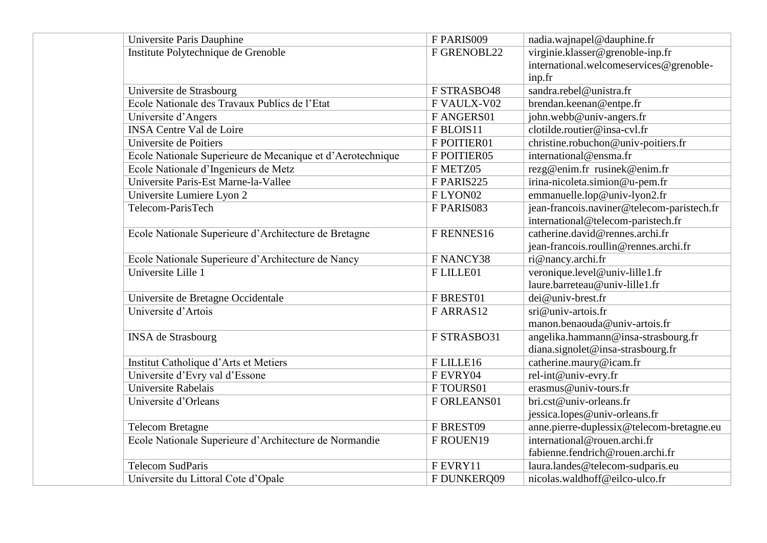| | Universite Paris Dauphine | F PARIS009 | nadia.wajnapel@dauphine.fr |
|---|---|---|---|
| | Institute Polytechnique de Grenoble | F GRENOBL22 | virginie.klasser@grenoble-inp.fr international.welcomeservices@grenoble-inp.fr |
| | Universite de Strasbourg | F STRASBO48 | sandra.rebel@unistra.fr |
| | Ecole Nationale des Travaux Publics de l'Etat | F VAULX-V02 | brendan.keenan@entpe.fr |
| | Universite d'Angers | F ANGERS01 | john.webb@univ-angers.fr |
| | INSA Centre Val de Loire | F BLOIS11 | clotilde.routier@insa-cvl.fr |
| | Universite de Poitiers | F POITIER01 | christine.robuchon@univ-poitiers.fr |
| | Ecole Nationale Superieure de Mecanique et d'Aerotechnique | F POITIER05 | international@ensma.fr |
| | Ecole Nationale d'Ingenieurs de Metz | F METZ05 | rezg@enim.fr rusinek@enim.fr |
| | Universite Paris-Est Marne-la-Vallee | F PARIS225 | irina-nicoleta.simion@u-pem.fr |
| | Universite Lumiere Lyon 2 | F LYON02 | emmanuelle.lop@univ-lyon2.fr |
| | Telecom-ParisTech | F PARIS083 | jean-francois.naviner@telecom-paristech.fr international@telecom-paristech.fr |
| | Ecole Nationale Superieure d'Architecture de Bretagne | F RENNES16 | catherine.david@rennes.archi.fr jean-francois.roullin@rennes.archi.fr |
| | Ecole Nationale Superieure d'Architecture de Nancy | F NANCY38 | ri@nancy.archi.fr |
| | Universite Lille 1 | F LILLE01 | veronique.level@univ-lille1.fr laure.barreteau@univ-lille1.fr |
| | Universite de Bretagne Occidentale | F BREST01 | dei@univ-brest.fr |
| | Universite d'Artois | F ARRAS12 | sri@univ-artois.fr manon.benaouda@univ-artois.fr |
| | INSA de Strasbourg | F STRASBO31 | angelika.hammann@insa-strasbourg.fr diana.signolet@insa-strasbourg.fr |
| | Institut Catholique d'Arts et Metiers | F LILLE16 | catherine.maury@icam.fr |
| | Universite d'Evry val d'Essone | F EVRY04 | rel-int@univ-evry.fr |
| | Universite Rabelais | F TOURS01 | erasmus@univ-tours.fr |
| | Universite d'Orleans | F ORLEANS01 | bri.cst@univ-orleans.fr jessica.lopes@univ-orleans.fr |
| | Telecom Bretagne | F BREST09 | anne.pierre-duplessix@telecom-bretagne.eu |
| | Ecole Nationale Superieure d'Architecture de Normandie | F ROUEN19 | international@rouen.archi.fr fabienne.fendrich@rouen.archi.fr |
| | Telecom SudParis | F EVRY11 | laura.landes@telecom-sudparis.eu |
| | Universite du Littoral Cote d'Opale | F DUNKERQ09 | nicolas.waldhoff@eilco-ulco.fr |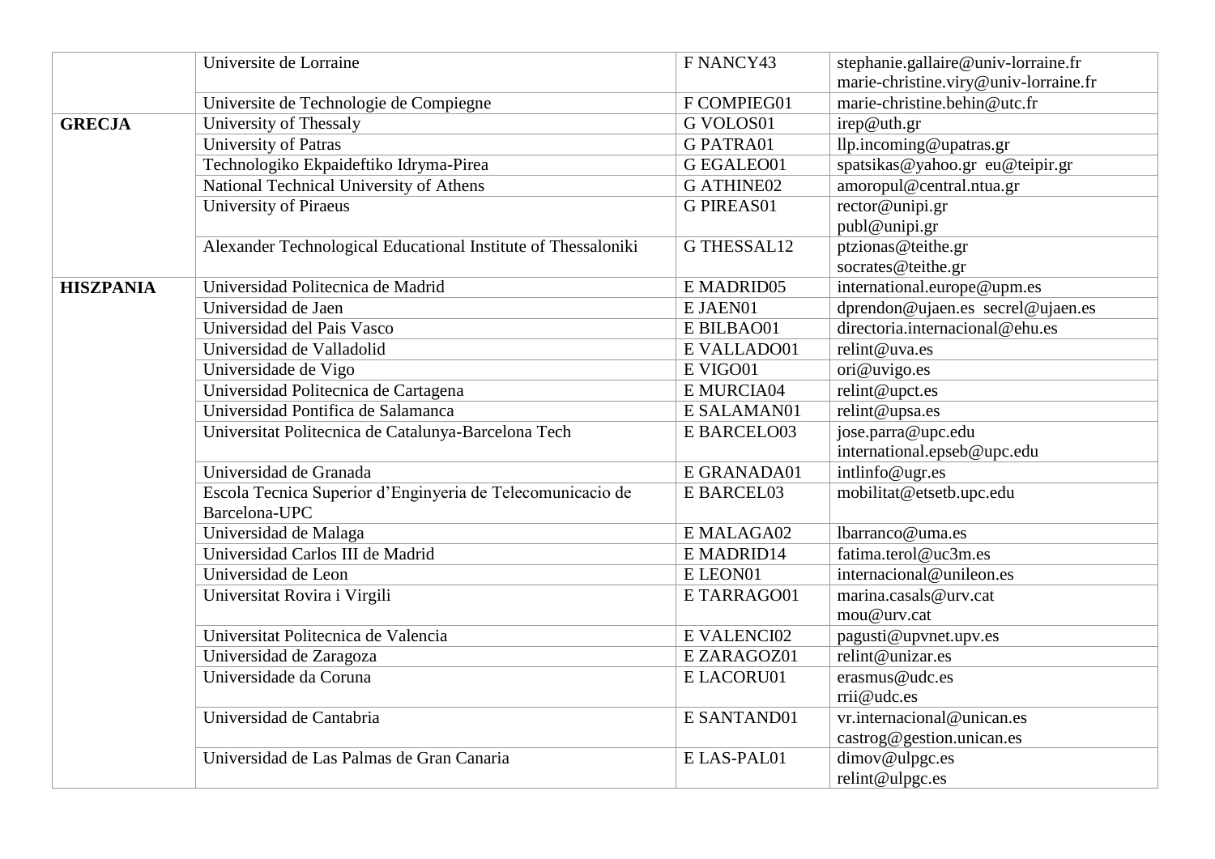| | | | |
|---|---|---|---|
| | Universite de Lorraine | F NANCY43 | stephanie.gallaire@univ-lorraine.fr marie-christine.viry@univ-lorraine.fr |
| | Universite de Technologie de Compiegne | F COMPIEG01 | marie-christine.behin@utc.fr |
| **GRECJA** | University of Thessaly | G VOLOS01 | irep@uth.gr |
| | University of Patras | G PATRA01 | llp.incoming@upatras.gr |
| | Technologiko Ekpaideftiko Idryma-Pirea | G EGALEO01 | spatsikas@yahoo.gr eu@teipir.gr |
| | National Technical University of Athens | G ATHINE02 | amoropul@central.ntua.gr |
| | University of Piraeus | G PIREAS01 | rector@unipi.gr publ@unipi.gr |
| | Alexander Technological Educational Institute of Thessaloniki | G THESSAL12 | ptzionas@teithe.gr socrates@teithe.gr |
| **HISZPANIA** | Universidad Politecnica de Madrid | E MADRID05 | international.europe@upm.es |
| | Universidad de Jaen | E JAEN01 | dprendon@ujaen.es secrel@ujaen.es |
| | Universidad del Pais Vasco | E BILBAO01 | directoria.internacional@ehu.es |
| | Universidad de Valladolid | E VALLADO01 | relint@uva.es |
| | Universidade de Vigo | E VIGO01 | ori@uvigo.es |
| | Universidad Politecnica de Cartagena | E MURCIA04 | relint@upct.es |
| | Universidad Pontifica de Salamanca | E SALAMAN01 | relint@upsa.es |
| | Universitat Politecnica de Catalunya-Barcelona Tech | E BARCELO03 | jose.parra@upc.edu international.epseb@upc.edu |
| | Universidad de Granada | E GRANADA01 | intlinfo@ugr.es |
| | Escola Tecnica Superior d'Enginyeria de Telecomunicacio de Barcelona-UPC | E BARCEL03 | mobilitat@etsetb.upc.edu |
| | Universidad de Malaga | E MALAGA02 | lbarranco@uma.es |
| | Universidad Carlos III de Madrid | E MADRID14 | fatima.terol@uc3m.es |
| | Universidad de Leon | E LEON01 | internacional@unileon.es |
| | Universitat Rovira i Virgili | E TARRAGO01 | marina.casals@urv.cat mou@urv.cat |
| | Universitat Politecnica de Valencia | E VALENCI02 | pagusti@upvnet.upv.es |
| | Universidad de Zaragoza | E ZARAGOZ01 | relint@unizar.es |
| | Universidade da Coruna | E LACORU01 | erasmus@udc.es rrii@udc.es |
| | Universidad de Cantabria | E SANTAND01 | vr.internacional@unican.es castrog@gestion.unican.es |
| | Universidad de Las Palmas de Gran Canaria | E LAS-PAL01 | dimov@ulpgc.es relint@ulpgc.es |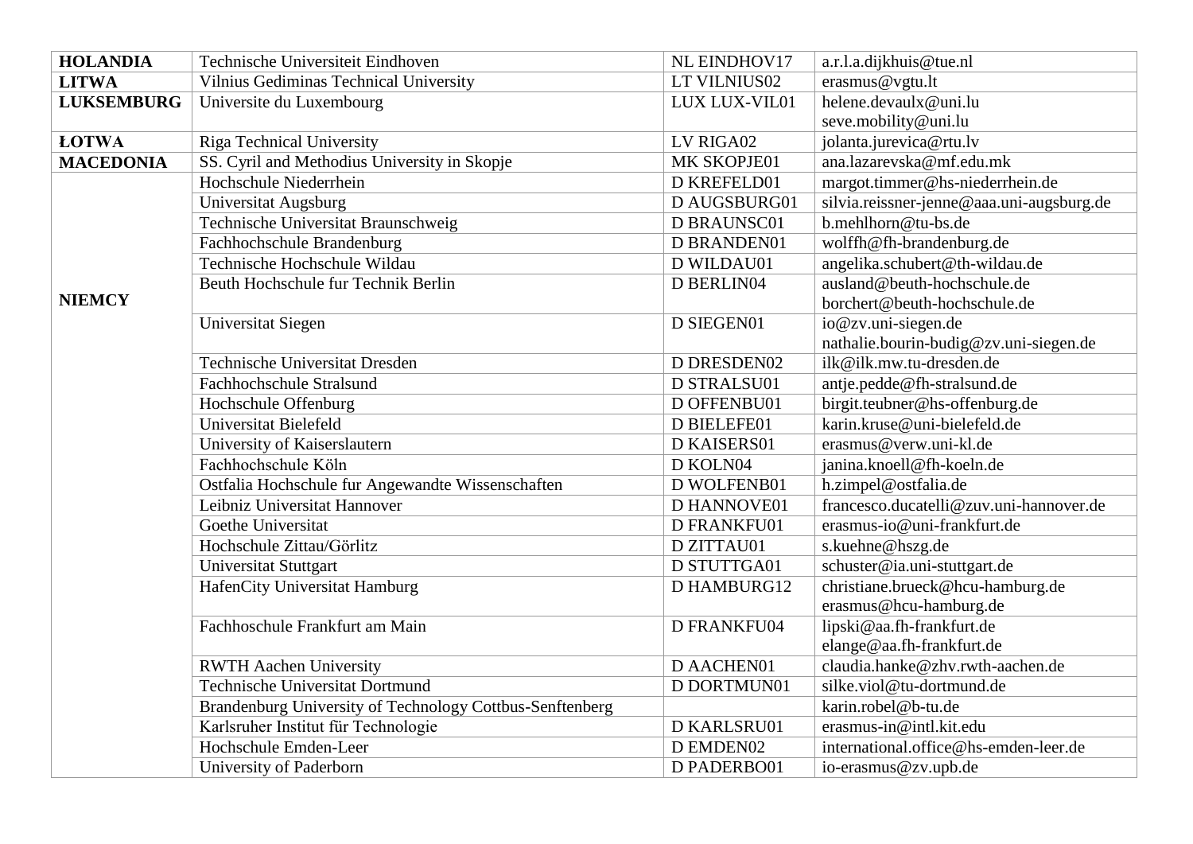| | | | |
|---|---|---|---|
| **HOLANDIA** | Technische Universiteit Eindhoven | NL EINDHOV17 | a.r.l.a.dijkhuis@tue.nl |
| **LITWA** | Vilnius Gediminas Technical University | LT VILNIUS02 | erasmus@vgtu.lt |
| **LUKSEMBURG** | Universite du Luxembourg | LUX LUX-VIL01 | helene.devaulx@uni.lu seve.mobility@uni.lu |
| **ŁOTWA** | Riga Technical University | LV RIGA02 | jolanta.jurevica@rtu.lv |
| **MACEDONIA** | SS. Cyril and Methodius University in Skopje | MK SKOPJE01 | ana.lazarevska@mf.edu.mk |
| **NIEMCY** | Hochschule Niederrhein | D KREFELD01 | margot.timmer@hs-niederrhein.de |
| | Universitat Augsburg | D AUGSBURG01 | silvia.reissner-jenne@aaa.uni-augsburg.de |
| | Technische Universitat Braunschweig | D BRAUNSC01 | b.mehlhorn@tu-bs.de |
| | Fachhochschule Brandenburg | D BRANDEN01 | wolffh@fh-brandenburg.de |
| | Technische Hochschule Wildau | D WILDAU01 | angelika.schubert@th-wildau.de |
| | Beuth Hochschule fur Technik Berlin | D BERLIN04 | ausland@beuth-hochschule.de borchert@beuth-hochschule.de |
| | Universitat Siegen | D SIEGEN01 | io@zv.uni-siegen.de nathalie.bourin-budig@zv.uni-siegen.de |
| | Technische Universitat Dresden | D DRESDEN02 | ilk@ilk.mw.tu-dresden.de |
| | Fachhochschule Stralsund | D STRALSU01 | antje.pedde@fh-stralsund.de |
| | Hochschule Offenburg | D OFFENBU01 | birgit.teubner@hs-offenburg.de |
| | Universitat Bielefeld | D BIELEFE01 | karin.kruse@uni-bielefeld.de |
| | University of Kaiserslautern | D KAISERS01 | erasmus@verw.uni-kl.de |
| | Fachhochschule Köln | D KOLN04 | janina.knoell@fh-koeln.de |
| | Ostfalia Hochschule fur Angewandte Wissenschaften | D WOLFENB01 | h.zimpel@ostfalia.de |
| | Leibniz Universitat Hannover | D HANNOVE01 | francesco.ducatelli@zuv.uni-hannover.de |
| | Goethe Universitat | D FRANKFU01 | erasmus-io@uni-frankfurt.de |
| | Hochschule Zittau/Görlitz | D ZITTAU01 | s.kuehne@hszg.de |
| | Universitat Stuttgart | D STUTTGA01 | schuster@ia.uni-stuttgart.de |
| | HafenCity Universitat Hamburg | D HAMBURG12 | christiane.brueck@hcu-hamburg.de erasmus@hcu-hamburg.de |
| | Fachhoschule Frankfurt am Main | D FRANKFU04 | lipski@aa.fh-frankfurt.de elange@aa.fh-frankfurt.de |
| | RWTH Aachen University | D AACHEN01 | claudia.hanke@zhv.rwth-aachen.de |
| | Technische Universitat Dortmund | D DORTMUN01 | silke.viol@tu-dortmund.de |
| | Brandenburg University of Technology Cottbus-Senftenberg | | karin.robel@b-tu.de |
| | Karlsruher Institut für Technologie | D KARLSRU01 | erasmus-in@intl.kit.edu |
| | Hochschule Emden-Leer | D EMDEN02 | international.office@hs-emden-leer.de |
| | University of Paderborn | D PADERBO01 | io-erasmus@zv.upb.de |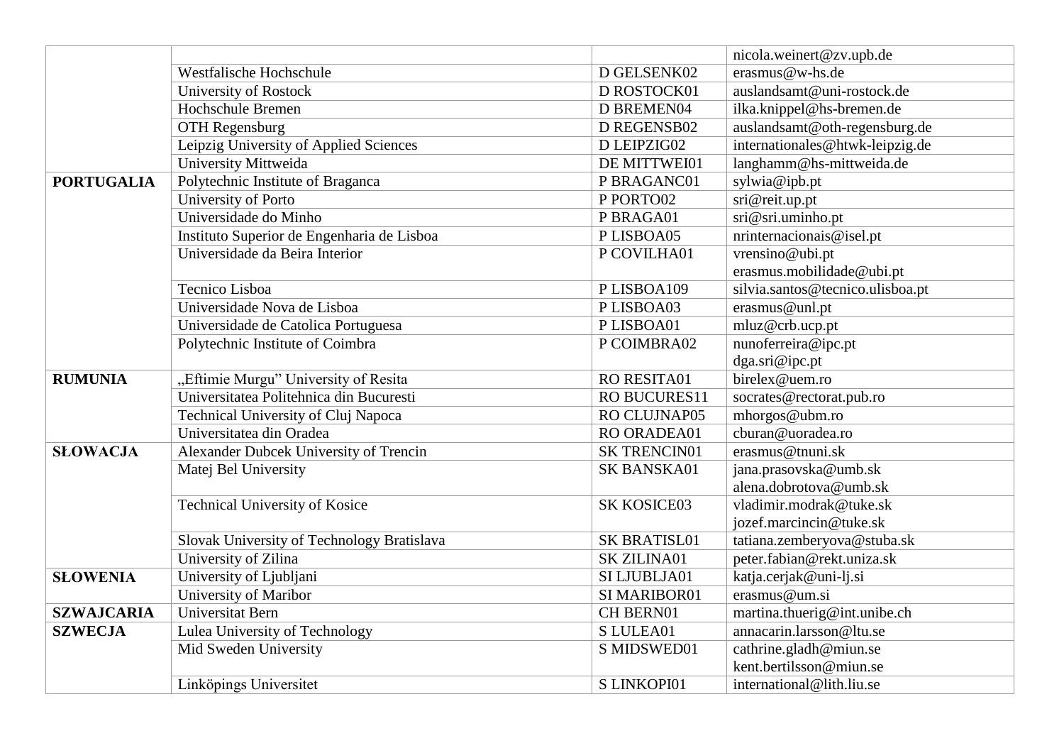| | | | |
|---|---|---|---|
| | | | nicola.weinert@zv.upb.de |
| | Westfalische Hochschule | D GELSENK02 | erasmus@w-hs.de |
| | University of Rostock | D ROSTOCK01 | auslandsamt@uni-rostock.de |
| | Hochschule Bremen | D BREMEN04 | ilka.knippel@hs-bremen.de |
| | OTH Regensburg | D REGENSB02 | auslandsamt@oth-regensburg.de |
| | Leipzig University of Applied Sciences | D LEIPZIG02 | internationales@htwk-leipzig.de |
| | University Mittweida | DE MITTWEI01 | langhamm@hs-mittweida.de |
| **PORTUGALIA** | Polytechnic Institute of Braganca | P BRAGANC01 | sylwia@ipb.pt |
| | University of Porto | P PORTO02 | sri@reit.up.pt |
| | Universidade do Minho | P BRAGA01 | sri@sri.uminho.pt |
| | Instituto Superior de Engenharia de Lisboa | P LISBOA05 | nrinternacionais@isel.pt |
| | Universidade da Beira Interior | P COVILHA01 | vrensino@ubi.pt<br>erasmus.mobilidade@ubi.pt |
| | Tecnico Lisboa | P LISBOA109 | silvia.santos@tecnico.ulisboa.pt |
| | Universidade Nova de Lisboa | P LISBOA03 | erasmus@unl.pt |
| | Universidade de Catolica Portuguesa | P LISBOA01 | mluz@crb.ucp.pt |
| | Polytechnic Institute of Coimbra | P COIMBRA02 | nunoferreira@ipc.pt<br>dga.sri@ipc.pt |
| **RUMUNIA** | „Eftimie Murgu" University of Resita | RO RESITA01 | birelex@uem.ro |
| | Universitatea Politehnica din Bucuresti | RO BUCURES11 | socrates@rectorat.pub.ro |
| | Technical University of Cluj Napoca | RO CLUJNAP05 | mhorgos@ubm.ro |
| | Universitatea din Oradea | RO ORADEA01 | cburan@uoradea.ro |
| **SŁOWACJA** | Alexander Dubcek University of Trencin | SK TRENCIN01 | erasmus@tnuni.sk |
| | Matej Bel University | SK BANSKA01 | jana.prasovska@umb.sk<br>alena.dobrotova@umb.sk |
| | Technical University of Kosice | SK KOSICE03 | vladimir.modrak@tuke.sk<br>jozef.marcincin@tuke.sk |
| | Slovak University of Technology Bratislava | SK BRATISL01 | tatiana.zemberyova@stuba.sk |
| | University of Zilina | SK ZILINA01 | peter.fabian@rekt.uniza.sk |
| **SŁOWENIA** | University of Ljubljani | SI LJUBLJA01 | katja.cerjak@uni-lj.si |
| | University of Maribor | SI MARIBOR01 | erasmus@um.si |
| **SZWAJCARIA** | Universitat Bern | CH BERN01 | martina.thuerig@int.unibe.ch |
| **SZWECJA** | Lulea University of Technology | S LULEA01 | annacarin.larsson@ltu.se |
| | Mid Sweden University | S MIDSWED01 | cathrine.gladh@miun.se<br>kent.bertilsson@miun.se |
| | Linköpings Universitet | S LINKOPI01 | international@lith.liu.se |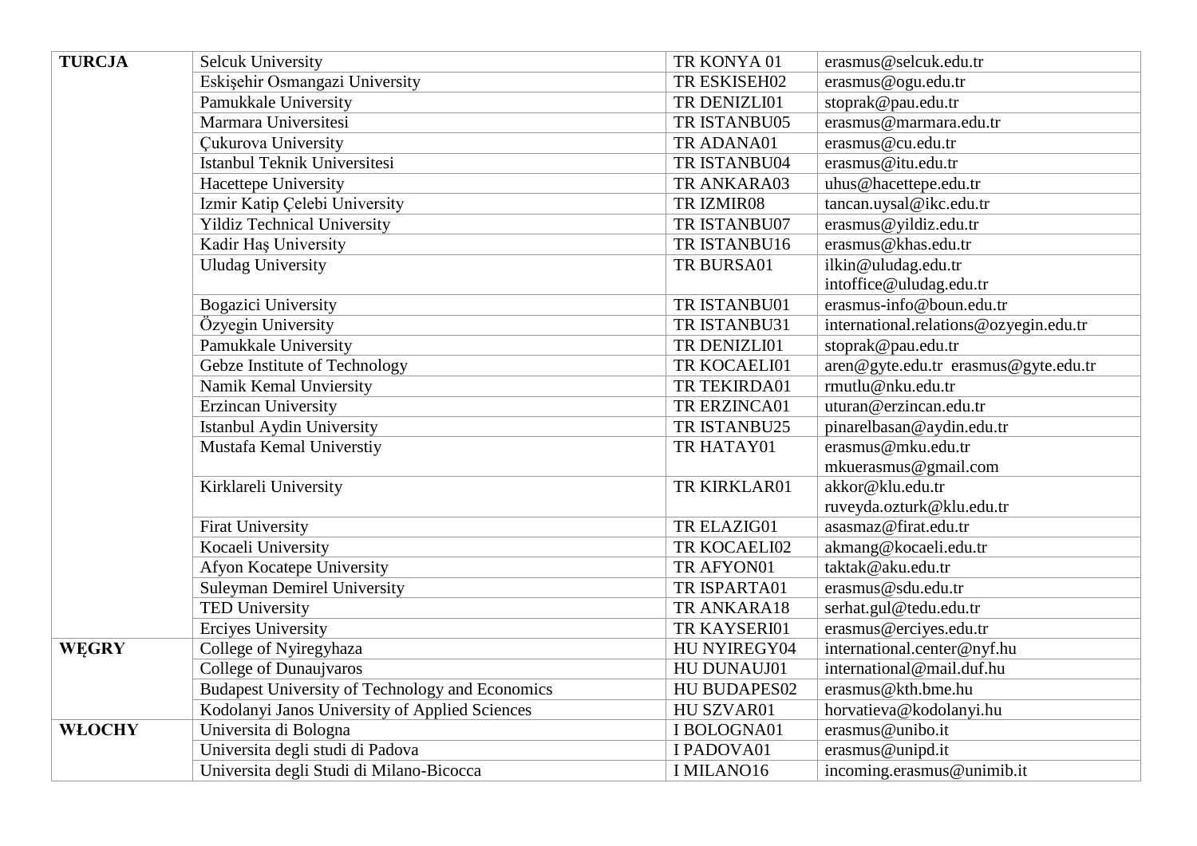| | | | |
|---|---|---|---|
| **TURCJA** | Selcuk University | TR KONYA 01 | erasmus@selcuk.edu.tr |
| | Eskişehir Osmangazi University | TR ESKISEH02 | erasmus@ogu.edu.tr |
| | Pamukkale University | TR DENIZLI01 | stoprak@pau.edu.tr |
| | Marmara Universitesi | TR ISTANBU05 | erasmus@marmara.edu.tr |
| | Çukurova University | TR ADANA01 | erasmus@cu.edu.tr |
| | Istanbul Teknik Universitesi | TR ISTANBU04 | erasmus@itu.edu.tr |
| | Hacettepe University | TR ANKARA03 | uhus@hacettepe.edu.tr |
| | Izmir Katip Çelebi University | TR IZMIR08 | tancan.uysal@ikc.edu.tr |
| | Yildiz Technical University | TR ISTANBU07 | erasmus@yildiz.edu.tr |
| | Kadir Haş University | TR ISTANBU16 | erasmus@khas.edu.tr |
| | Uludag University | TR BURSA01 | ilkin@uludag.edu.tr intoffice@uludag.edu.tr |
| | Bogazici University | TR ISTANBU01 | erasmus-info@boun.edu.tr |
| | Özyegin University | TR ISTANBU31 | international.relations@ozyegin.edu.tr |
| | Pamukkale University | TR DENIZLI01 | stoprak@pau.edu.tr |
| | Gebze Institute of Technology | TR KOCAELI01 | aren@gyte.edu.tr erasmus@gyte.edu.tr |
| | Namik Kemal Unviersity | TR TEKIRDA01 | rmutlu@nku.edu.tr |
| | Erzincan University | TR ERZINCA01 | uturan@erzincan.edu.tr |
| | Istanbul Aydin University | TR ISTANBU25 | pinarelbasan@aydin.edu.tr |
| | Mustafa Kemal Universtiy | TR HATAY01 | erasmus@mku.edu.tr mkuerasmus@gmail.com |
| | Kirklareli University | TR KIRKLAR01 | akkor@klu.edu.tr ruveyda.ozturk@klu.edu.tr |
| | Firat University | TR ELAZIG01 | asasmaz@firat.edu.tr |
| | Kocaeli University | TR KOCAELI02 | akmang@kocaeli.edu.tr |
| | Afyon Kocatepe University | TR AFYON01 | taktak@aku.edu.tr |
| | Suleyman Demirel University | TR ISPARTA01 | erasmus@sdu.edu.tr |
| | TED University | TR ANKARA18 | serhat.gul@tedu.edu.tr |
| | Erciyes University | TR KAYSERI01 | erasmus@erciyes.edu.tr |
| **WĘGRY** | College of Nyiregyhaza | HU NYIREGY04 | international.center@nyf.hu |
| | College of Dunaujvaros | HU DUNAUJ01 | international@mail.duf.hu |
| | Budapest University of Technology and Economics | HU BUDAPES02 | erasmus@kth.bme.hu |
| | Kodolanyi Janos University of Applied Sciences | HU SZVAR01 | horvatieva@kodolanyi.hu |
| **WŁOCHY** | Universita di Bologna | I BOLOGNA01 | erasmus@unibo.it |
| | Universita degli studi di Padova | I PADOVA01 | erasmus@unipd.it |
| | Universita degli Studi di Milano-Bicocca | I MILANO16 | incoming.erasmus@unimib.it |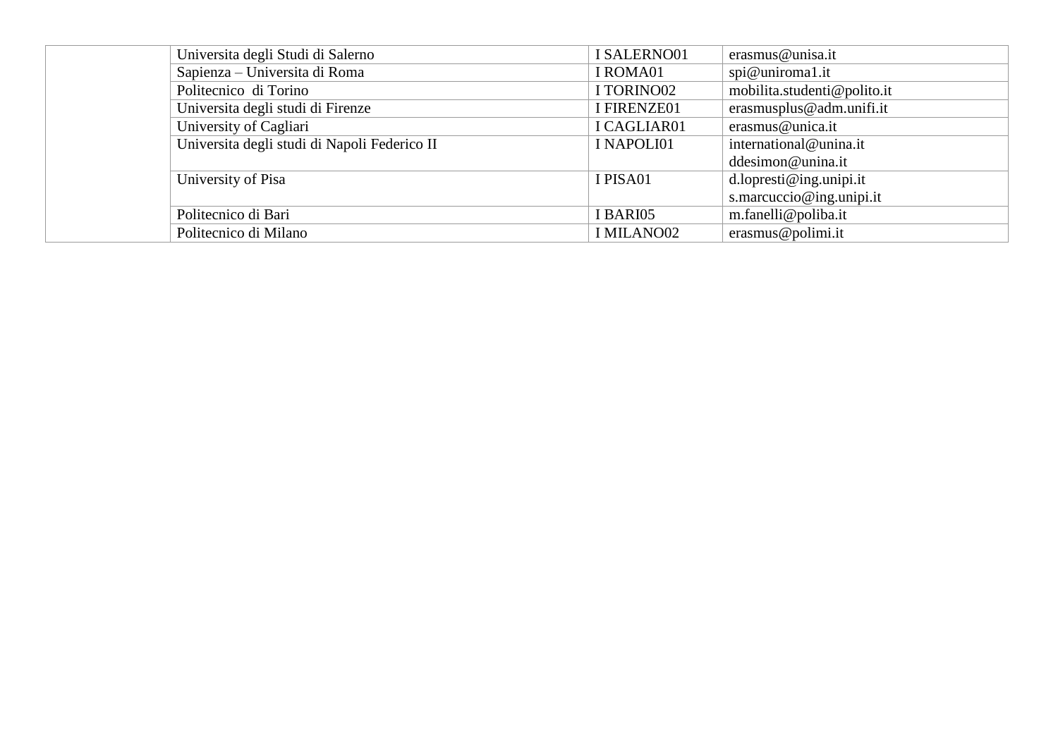| | | | |
|---|---|---|---|
| | Universita degli Studi di Salerno | I SALERNO01 | erasmus@unisa.it |
| | Sapienza – Universita di Roma | I ROMA01 | spi@uniroma1.it |
| | Politecnico di Torino | I TORINO02 | mobilita.studenti@polito.it |
| | Universita degli studi di Firenze | I FIRENZE01 | erasmusplus@adm.unifi.it |
| | University of Cagliari | I CAGLIAR01 | erasmus@unica.it |
| | Universita degli studi di Napoli Federico II | I NAPOLI01 | international@unina.it<br>ddesimon@unina.it |
| | University of Pisa | I PISA01 | d.lopresti@ing.unipi.it<br>s.marcuccio@ing.unipi.it |
| | Politecnico di Bari | I BARI05 | m.fanelli@poliba.it |
| | Politecnico di Milano | I MILANO02 | erasmus@polimi.it |